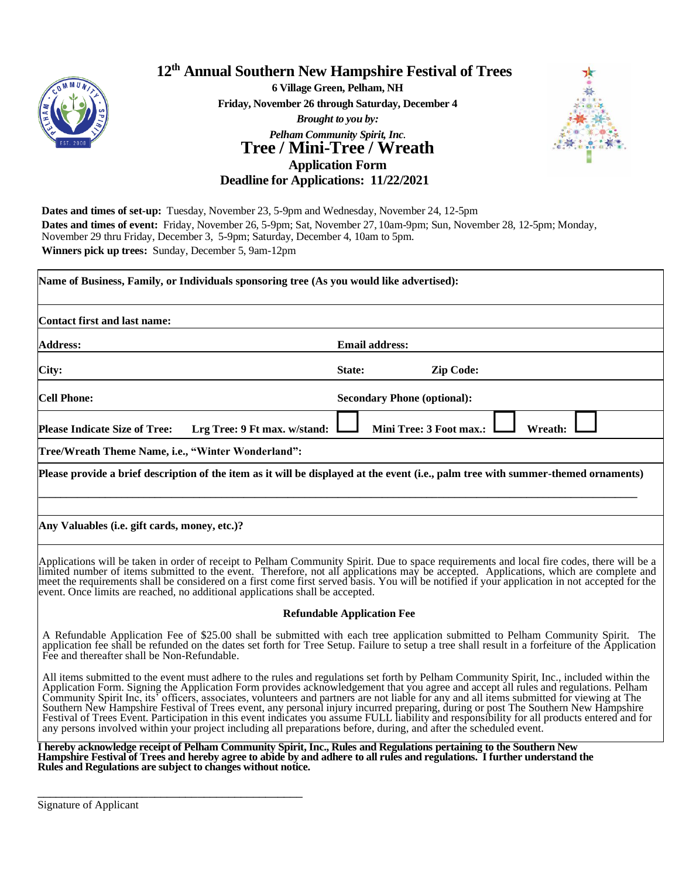# 12th Annual Southern New Hampshire Festival of Trees

**6 Village Green, Pelham, NH**

**Friday, November 26 through Saturday, December 4**

***Brought to you by:***

***Pelham Community Spirit, Inc.***

## Tree / Mini-Tree / Wreath

### Application Form

### Deadline for Applications: 11/22/2021

**Dates and times of set-up:** Tuesday, November 23, 5-9pm and Wednesday, November 24, 12-5pm

**Dates and times of event:** Friday, November 26, 5-9pm; Sat, November 27, 10am-9pm; Sun, November 28, 12-5pm; Monday, November 29 thru Friday, December 3, 5-9pm; Saturday, December 4, 10am to 5pm.

**Winners pick up trees:** Sunday, December 5, 9am-12pm

**Name of Business, Family, or Individuals sponsoring tree (As you would like advertised):**

**Contact first and last name:**

| **Address:** | **Email address:** |
|---|---|
| **City:** | **State:** **Zip Code:** |
| **Cell Phone:** | **Secondary Phone (optional):** |

**Please Indicate Size of Tree:** **Lrg Tree: 9 Ft max. w/stand:** ☐ **Mini Tree: 3 Foot max.:** ☐ **Wreath:** ☐

**Tree/Wreath Theme Name, i.e., "Winter Wonderland":**

**Please provide a brief description of the item as it will be displayed at the event (i.e., palm tree with summer-themed ornaments)**

______________________________________________________________________________

**Any Valuables (i.e. gift cards, money, etc.)?**

Applications will be taken in order of receipt to Pelham Community Spirit. Due to space requirements and local fire codes, there will be a limited number of items submitted to the event. Therefore, not all applications may be accepted. Applications, which are complete and meet the requirements shall be considered on a first come first served basis. You will be notified if your application in not accepted for the event. Once limits are reached, no additional applications shall be accepted.

**Refundable Application Fee**

A Refundable Application Fee of $25.00 shall be submitted with each tree application submitted to Pelham Community Spirit. The application fee shall be refunded on the dates set forth for Tree Setup. Failure to setup a tree shall result in a forfeiture of the Application Fee and thereafter shall be Non-Refundable.

All items submitted to the event must adhere to the rules and regulations set forth by Pelham Community Spirit, Inc., included within the Application Form. Signing the Application Form provides acknowledgement that you agree and accept all rules and regulations. Pelham Community Spirit Inc, its' officers, associates, volunteers and partners are not liable for any and all items submitted for viewing at The Southern New Hampshire Festival of Trees event, any personal injury incurred preparing, during or post The Southern New Hampshire Festival of Trees Event. Participation in this event indicates you assume FULL liability and responsibility for all products entered and for any persons involved within your project including all preparations before, during, and after the scheduled event.

**I hereby acknowledge receipt of Pelham Community Spirit, Inc., Rules and Regulations pertaining to the Southern New Hampshire Festival of Trees and hereby agree to abide by and adhere to all rules and regulations. I further understand the Rules and Regulations are subject to changes without notice.**

_______________________________________________

Signature of Applicant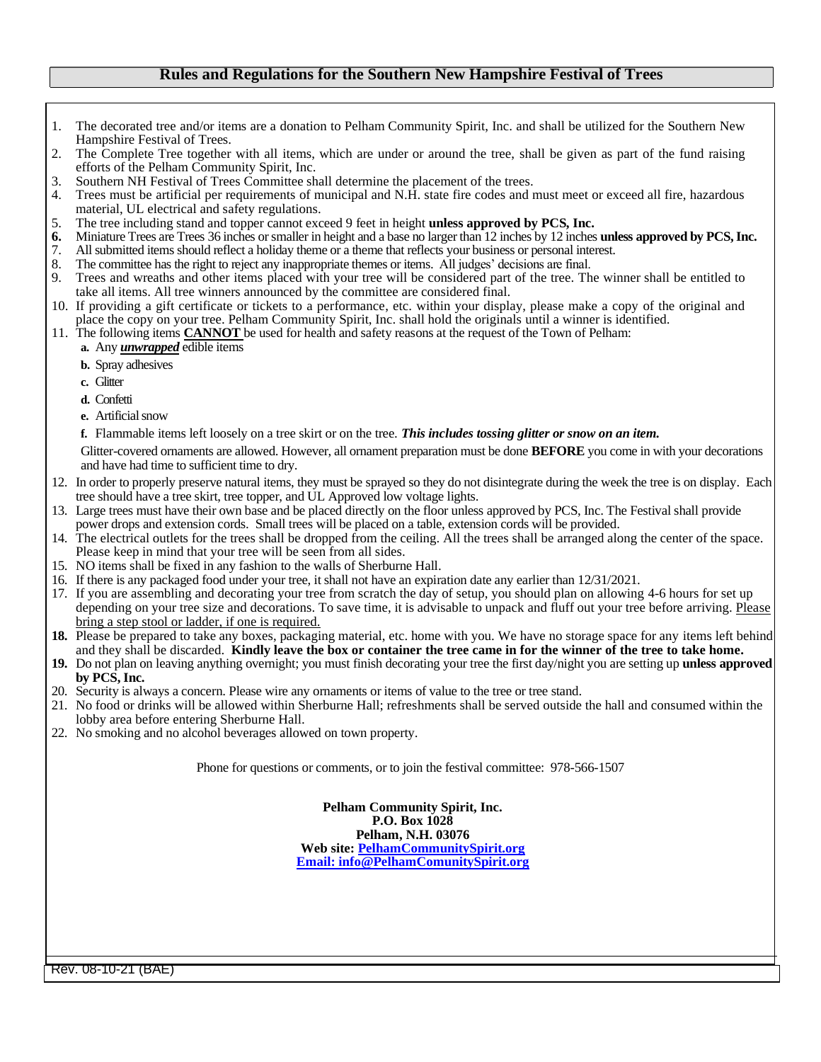## Rules and Regulations for the Southern New Hampshire Festival of Trees

1. The decorated tree and/or items are a donation to Pelham Community Spirit, Inc. and shall be utilized for the Southern New Hampshire Festival of Trees.
2. The Complete Tree together with all items, which are under or around the tree, shall be given as part of the fund raising efforts of the Pelham Community Spirit, Inc.
3. Southern NH Festival of Trees Committee shall determine the placement of the trees.
4. Trees must be artificial per requirements of municipal and N.H. state fire codes and must meet or exceed all fire, hazardous material, UL electrical and safety regulations.
5. The tree including stand and topper cannot exceed 9 feet in height **unless approved by PCS, Inc.**
6. Miniature Trees are Trees 36 inches or smaller in height and a base no larger than 12 inches by 12 inches **unless approved by PCS, Inc.**
7. All submitted items should reflect a holiday theme or a theme that reflects your business or personal interest.
8. The committee has the right to reject any inappropriate themes or items. All judges' decisions are final.
9. Trees and wreaths and other items placed with your tree will be considered part of the tree. The winner shall be entitled to take all items. All tree winners announced by the committee are considered final.
10. If providing a gift certificate or tickets to a performance, etc. within your display, please make a copy of the original and place the copy on your tree. Pelham Community Spirit, Inc. shall hold the originals until a winner is identified.
11. The following items **CANNOT** be used for health and safety reasons at the request of the Town of Pelham:
    - **a.** Any ***unwrapped*** edible items
    - **b.** Spray adhesives
    - **c.** Glitter
    - **d.** Confetti
    - **e.** Artificial snow
    - **f.** Flammable items left loosely on a tree skirt or on the tree. ***This includes tossing glitter or snow on an item.***

    Glitter-covered ornaments are allowed. However, all ornament preparation must be done **BEFORE** you come in with your decorations and have had time to sufficient time to dry.
12. In order to properly preserve natural items, they must be sprayed so they do not disintegrate during the week the tree is on display. Each tree should have a tree skirt, tree topper, and UL Approved low voltage lights.
13. Large trees must have their own base and be placed directly on the floor unless approved by PCS, Inc. The Festival shall provide power drops and extension cords. Small trees will be placed on a table, extension cords will be provided.
14. The electrical outlets for the trees shall be dropped from the ceiling. All the trees shall be arranged along the center of the space. Please keep in mind that your tree will be seen from all sides.
15. NO items shall be fixed in any fashion to the walls of Sherburne Hall.
16. If there is any packaged food under your tree, it shall not have an expiration date any earlier than 12/31/2021.
17. If you are assembling and decorating your tree from scratch the day of setup, you should plan on allowing 4-6 hours for set up depending on your tree size and decorations. To save time, it is advisable to unpack and fluff out your tree before arriving. Please bring a step stool or ladder, if one is required.
18. Please be prepared to take any boxes, packaging material, etc. home with you. We have no storage space for any items left behind and they shall be discarded. **Kindly leave the box or container the tree came in for the winner of the tree to take home.**
19. Do not plan on leaving anything overnight; you must finish decorating your tree the first day/night you are setting up **unless approved by PCS, Inc.**
20. Security is always a concern. Please wire any ornaments or items of value to the tree or tree stand.
21. No food or drinks will be allowed within Sherburne Hall; refreshments shall be served outside the hall and consumed within the lobby area before entering Sherburne Hall.
22. No smoking and no alcohol beverages allowed on town property.

Phone for questions or comments, or to join the festival committee: 978-566-1507

**Pelham Community Spirit, Inc.**
**P.O. Box 1028**
**Pelham, N.H. 03076**
**Web site: PelhamCommunitySpirit.org**
**Email: info@PelhamComunitySpirit.org**

Rev. 08-10-21 (BAE)